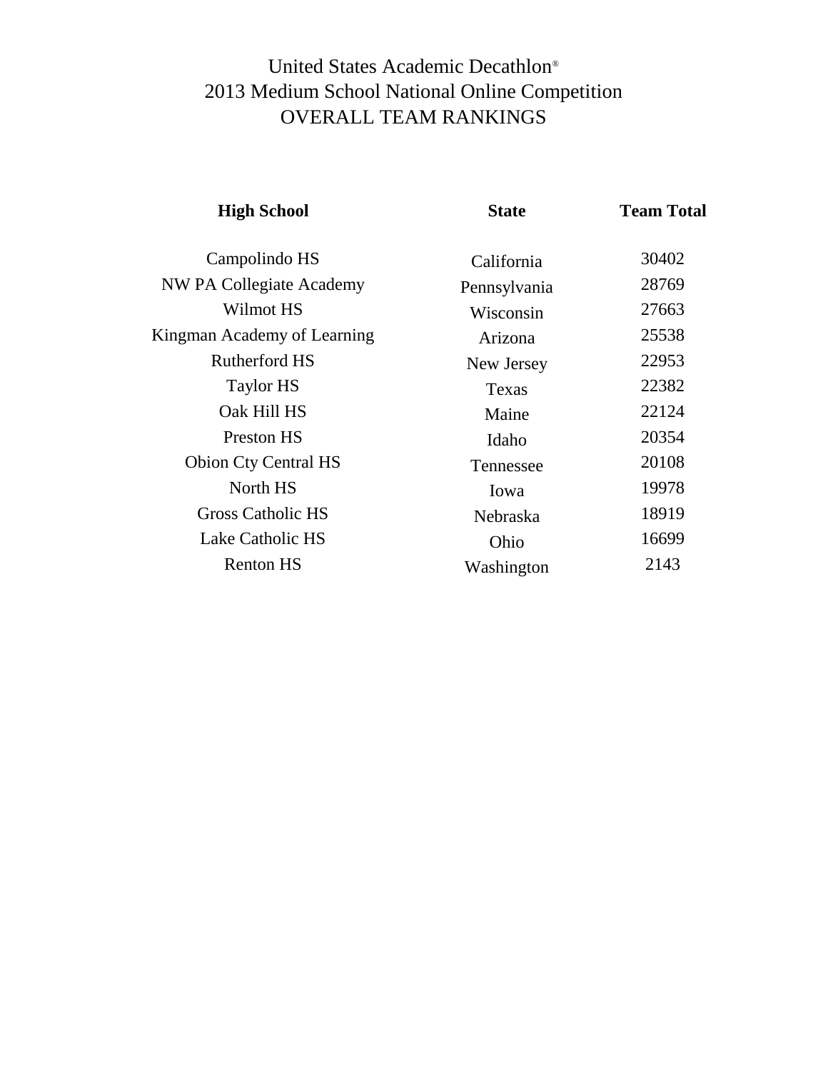# United States Academic Decathlon®
## 2013 Medium School National Online Competition
## OVERALL TEAM RANKINGS

| High School | State | Team Total |
|---|---|---|
| Campolindo HS | California | 30402 |
| NW PA Collegiate Academy | Pennsylvania | 28769 |
| Wilmot HS | Wisconsin | 27663 |
| Kingman Academy of Learning | Arizona | 25538 |
| Rutherford HS | New Jersey | 22953 |
| Taylor HS | Texas | 22382 |
| Oak Hill HS | Maine | 22124 |
| Preston HS | Idaho | 20354 |
| Obion Cty Central HS | Tennessee | 20108 |
| North HS | Iowa | 19978 |
| Gross Catholic HS | Nebraska | 18919 |
| Lake Catholic HS | Ohio | 16699 |
| Renton HS | Washington | 2143 |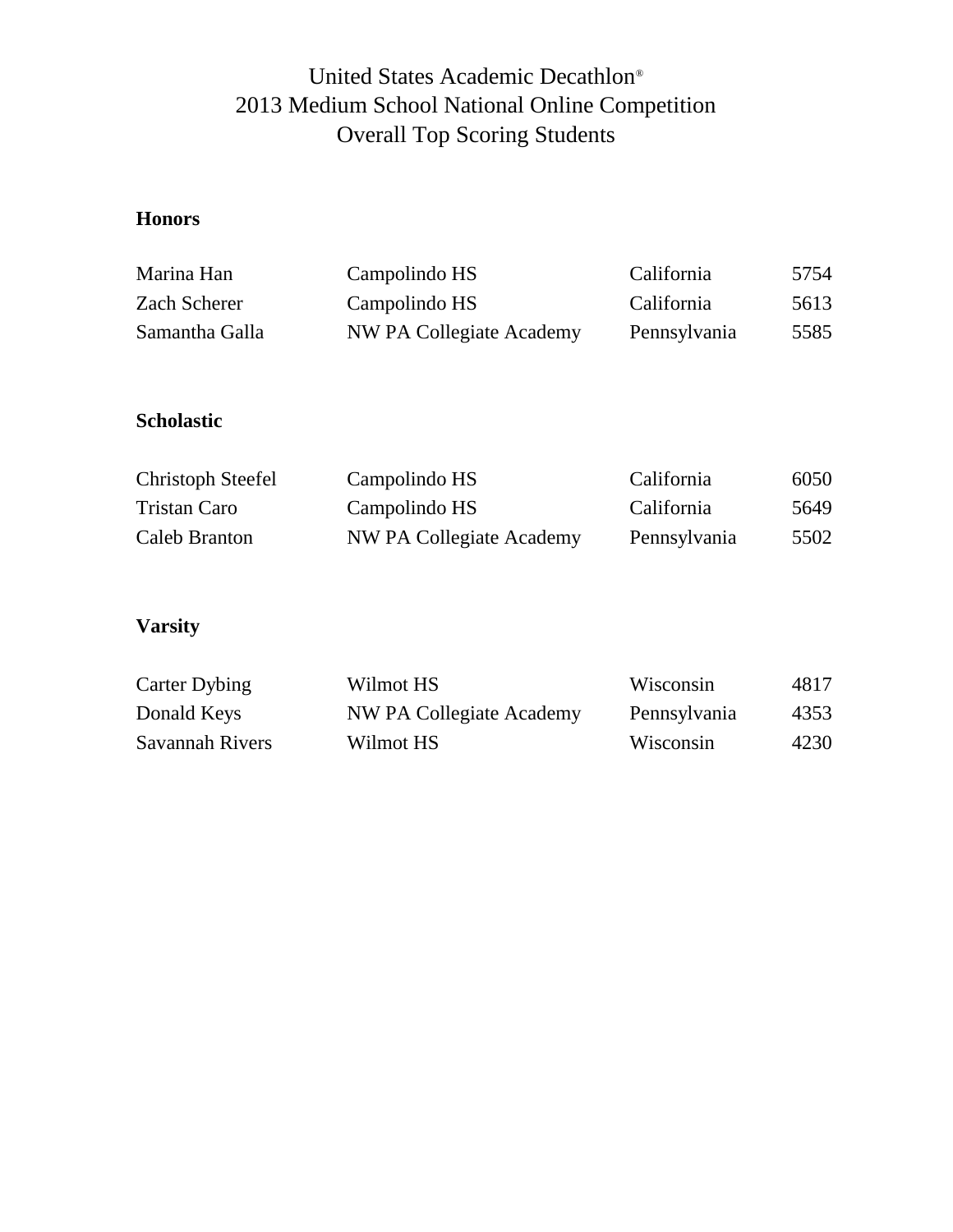# United States Academic Decathlon®
# 2013 Medium School National Online Competition
# Overall Top Scoring Students

**Honors**

| Name | School | State | Score |
|---|---|---|---|
| Marina Han | Campolindo HS | California | 5754 |
| Zach Scherer | Campolindo HS | California | 5613 |
| Samantha Galla | NW PA Collegiate Academy | Pennsylvania | 5585 |

**Scholastic**

| Name | School | State | Score |
|---|---|---|---|
| Christoph Steefel | Campolindo HS | California | 6050 |
| Tristan Caro | Campolindo HS | California | 5649 |
| Caleb Branton | NW PA Collegiate Academy | Pennsylvania | 5502 |

**Varsity**

| Name | School | State | Score |
|---|---|---|---|
| Carter Dybing | Wilmot HS | Wisconsin | 4817 |
| Donald Keys | NW PA Collegiate Academy | Pennsylvania | 4353 |
| Savannah Rivers | Wilmot HS | Wisconsin | 4230 |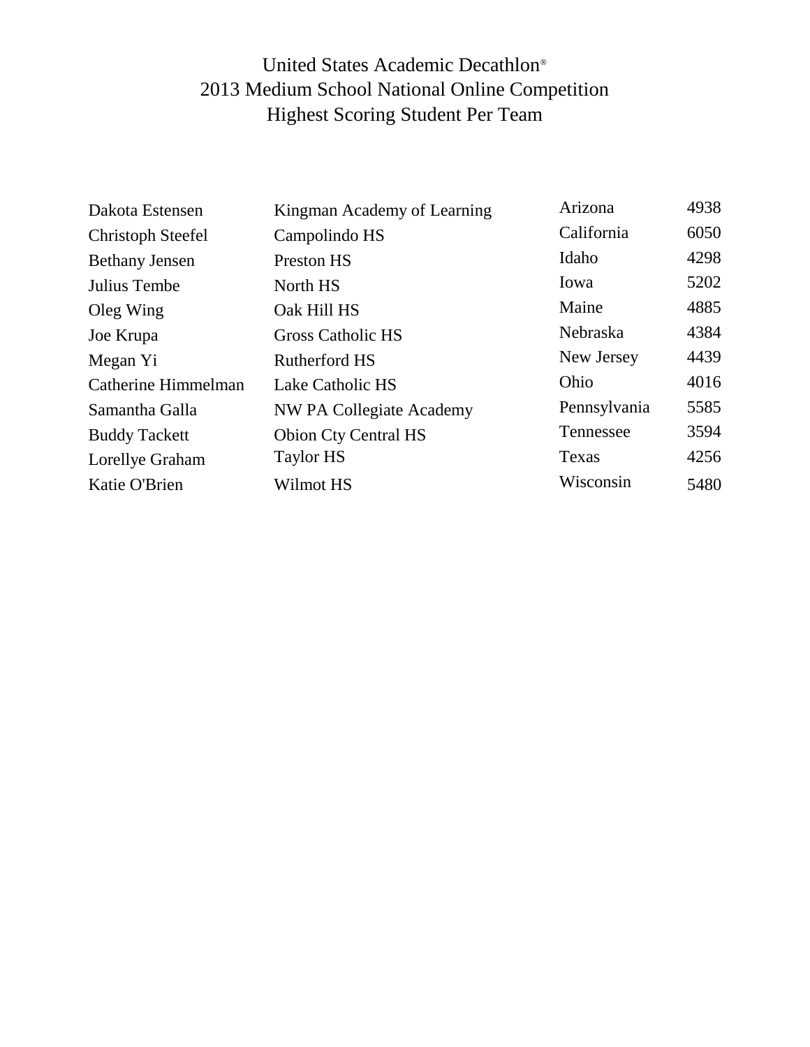# United States Academic Decathlon®
## 2013 Medium School National Online Competition
### Highest Scoring Student Per Team

| | | | |
|---|---|---|---|
| Dakota Estensen | Kingman Academy of Learning | Arizona | 4938 |
| Christoph Steefel | Campolindo HS | California | 6050 |
| Bethany Jensen | Preston HS | Idaho | 4298 |
| Julius Tembe | North HS | Iowa | 5202 |
| Oleg Wing | Oak Hill HS | Maine | 4885 |
| Joe Krupa | Gross Catholic HS | Nebraska | 4384 |
| Megan Yi | Rutherford HS | New Jersey | 4439 |
| Catherine Himmelman | Lake Catholic HS | Ohio | 4016 |
| Samantha Galla | NW PA Collegiate Academy | Pennsylvania | 5585 |
| Buddy Tackett | Obion Cty Central HS | Tennessee | 3594 |
| Lorellye Graham | Taylor HS | Texas | 4256 |
| Katie O'Brien | Wilmot HS | Wisconsin | 5480 |